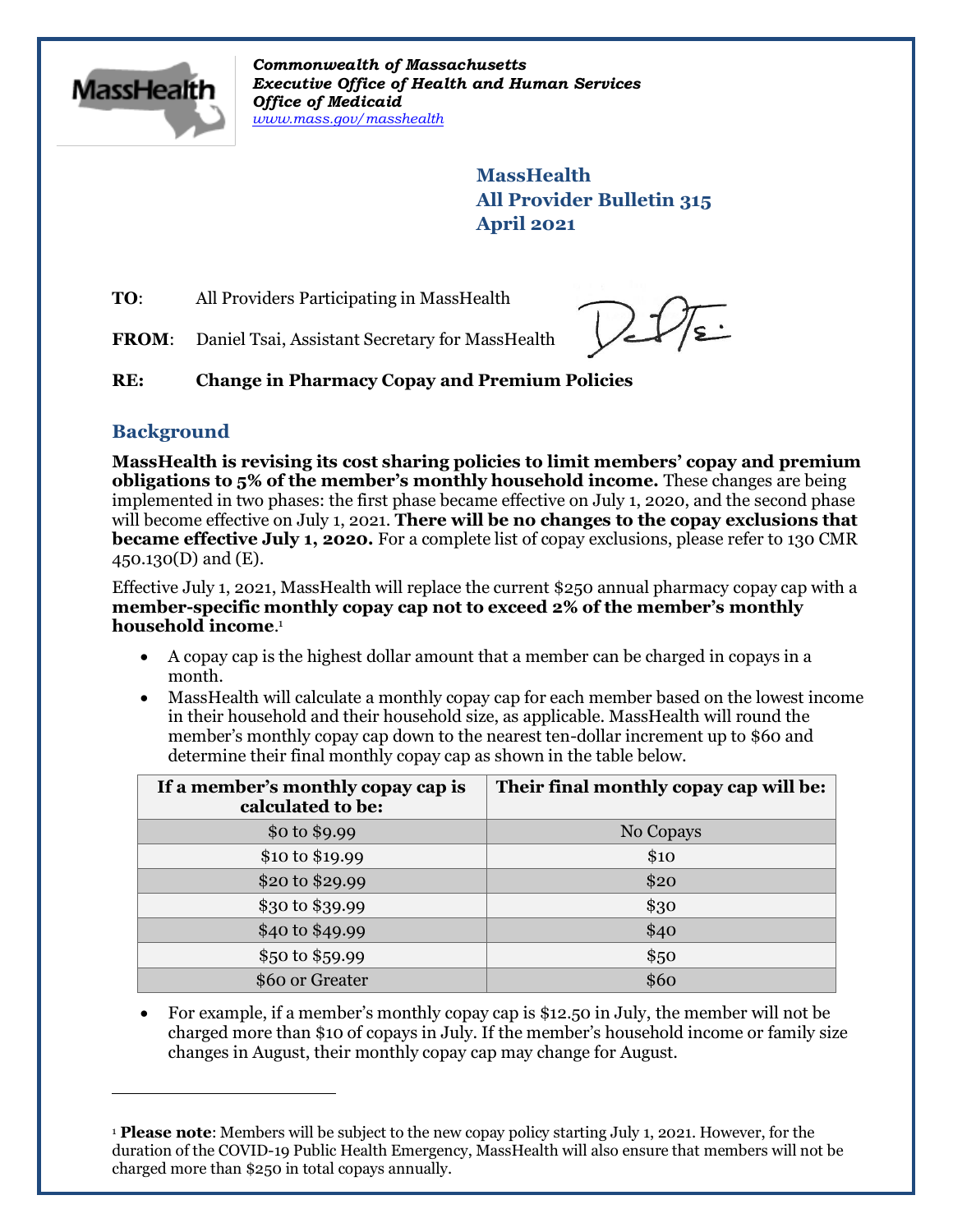*Commonwealth of Massachusetts*
***Executive Office of Health and Human Services***
***Office of Medicaid***
*www.mass.gov/masshealth*

**MassHealth**
**All Provider Bulletin 315**
**April 2021**

**TO**: All Providers Participating in MassHealth

**FROM**: Daniel Tsai, Assistant Secretary for MassHealth

**RE: Change in Pharmacy Copay and Premium Policies**

## Background

**MassHealth is revising its cost sharing policies to limit members' copay and premium obligations to 5% of the member's monthly household income.** These changes are being implemented in two phases: the first phase became effective on July 1, 2020, and the second phase will become effective on July 1, 2021. **There will be no changes to the copay exclusions that became effective July 1, 2020.** For a complete list of copay exclusions, please refer to 130 CMR 450.130(D) and (E).

Effective July 1, 2021, MassHealth will replace the current $250 annual pharmacy copay cap with a **member-specific monthly copay cap not to exceed 2% of the member's monthly household income**.[1]

- A copay cap is the highest dollar amount that a member can be charged in copays in a month.
- MassHealth will calculate a monthly copay cap for each member based on the lowest income in their household and their household size, as applicable. MassHealth will round the member's monthly copay cap down to the nearest ten-dollar increment up to $60 and determine their final monthly copay cap as shown in the table below.

| If a member's monthly copay cap is calculated to be: | Their final monthly copay cap will be: |
|---|---|
| $0 to $9.99 | No Copays |
| $10 to $19.99 | $10 |
| $20 to $29.99 | $20 |
| $30 to $39.99 | $30 |
| $40 to $49.99 | $40 |
| $50 to $59.99 | $50 |
| $60 or Greater | $60 |

- For example, if a member's monthly copay cap is $12.50 in July, the member will not be charged more than $10 of copays in July. If the member's household income or family size changes in August, their monthly copay cap may change for August.

[1] **Please note**: Members will be subject to the new copay policy starting July 1, 2021. However, for the duration of the COVID-19 Public Health Emergency, MassHealth will also ensure that members will not be charged more than $250 in total copays annually.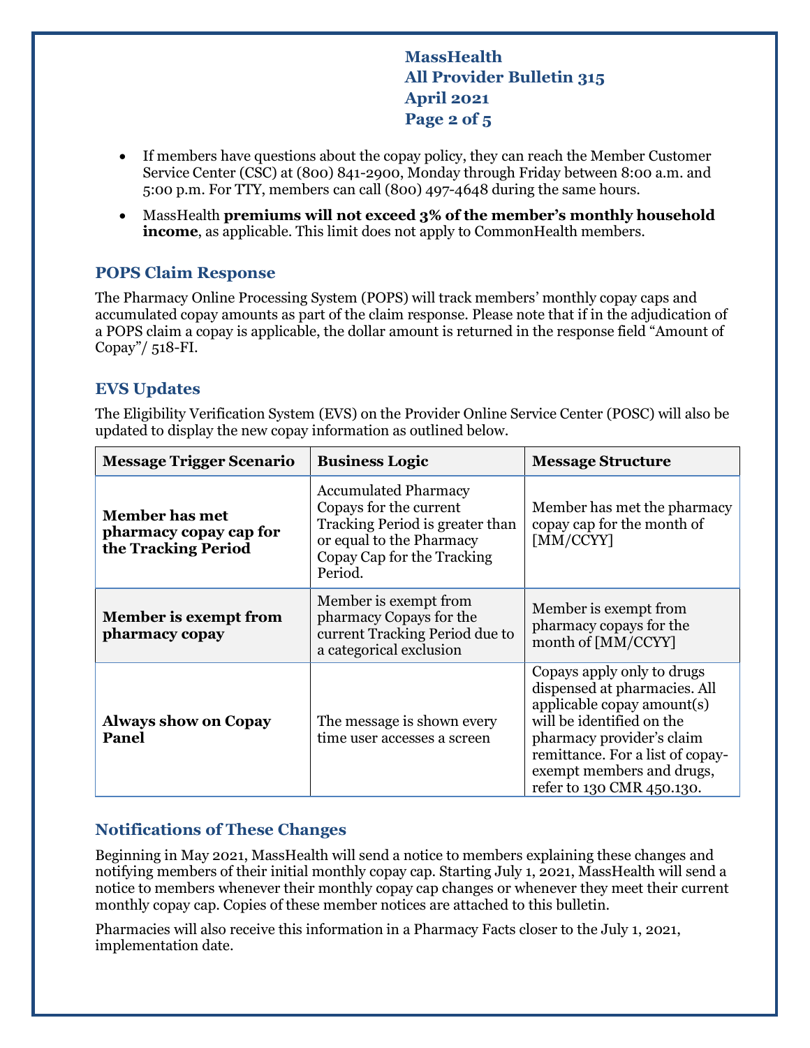- If members have questions about the copay policy, they can reach the Member Customer Service Center (CSC) at (800) 841-2900, Monday through Friday between 8:00 a.m. and 5:00 p.m. For TTY, members can call (800) 497-4648 during the same hours.
- MassHealth **premiums will not exceed 3% of the member's monthly household income**, as applicable. This limit does not apply to CommonHealth members.

## POPS Claim Response

The Pharmacy Online Processing System (POPS) will track members' monthly copay caps and accumulated copay amounts as part of the claim response. Please note that if in the adjudication of a POPS claim a copay is applicable, the dollar amount is returned in the response field "Amount of Copay"/ 518-FI.

## EVS Updates

The Eligibility Verification System (EVS) on the Provider Online Service Center (POSC) will also be updated to display the new copay information as outlined below.

| Message Trigger Scenario | Business Logic | Message Structure |
|---|---|---|
| **Member has met pharmacy copay cap for the Tracking Period** | Accumulated Pharmacy Copays for the current Tracking Period is greater than or equal to the Pharmacy Copay Cap for the Tracking Period. | Member has met the pharmacy copay cap for the month of [MM/CCYY] |
| **Member is exempt from pharmacy copay** | Member is exempt from pharmacy Copays for the current Tracking Period due to a categorical exclusion | Member is exempt from pharmacy copays for the month of [MM/CCYY] |
| **Always show on Copay Panel** | The message is shown every time user accesses a screen | Copays apply only to drugs dispensed at pharmacies. All applicable copay amount(s) will be identified on the pharmacy provider's claim remittance. For a list of copay-exempt members and drugs, refer to 130 CMR 450.130. |

## Notifications of These Changes

Beginning in May 2021, MassHealth will send a notice to members explaining these changes and notifying members of their initial monthly copay cap. Starting July 1, 2021, MassHealth will send a notice to members whenever their monthly copay cap changes or whenever they meet their current monthly copay cap. Copies of these member notices are attached to this bulletin.

Pharmacies will also receive this information in a Pharmacy Facts closer to the July 1, 2021, implementation date.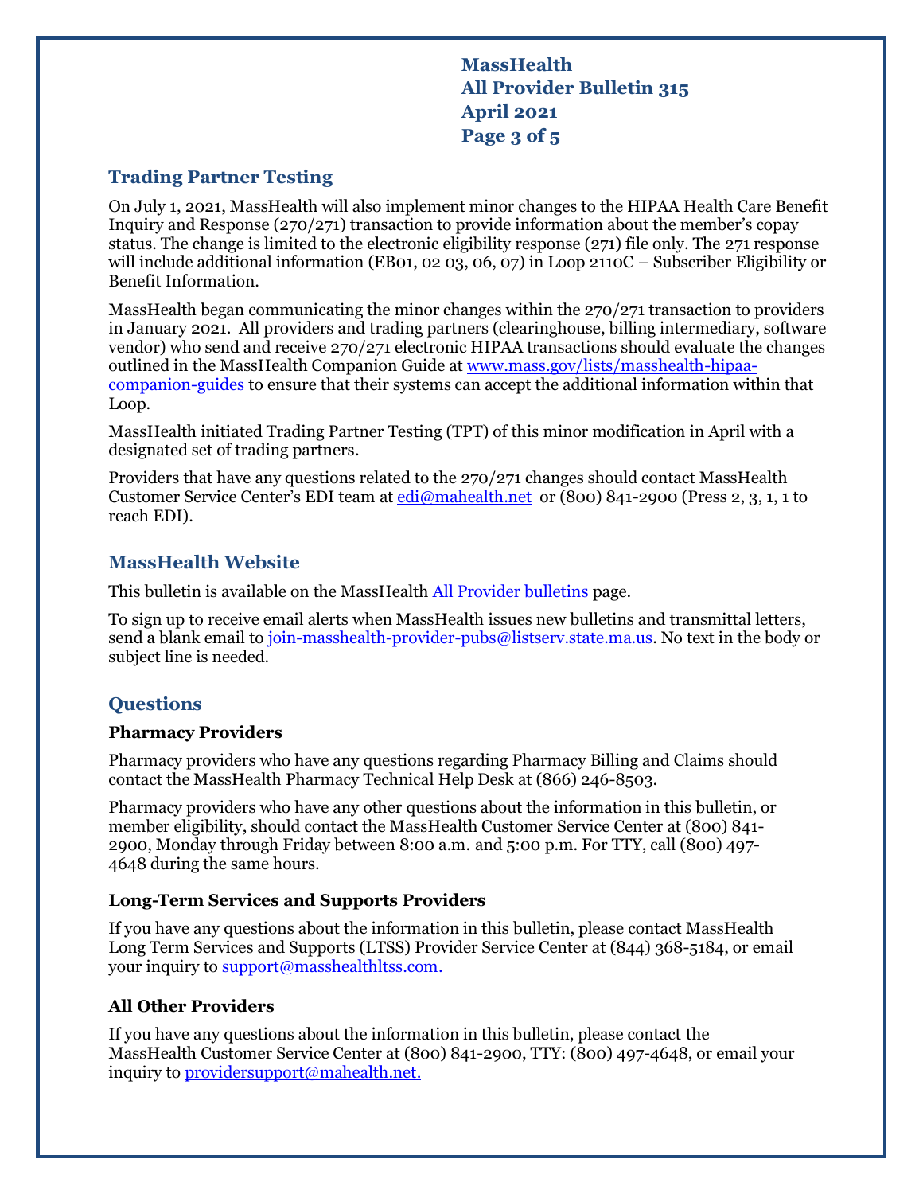## Trading Partner Testing

On July 1, 2021, MassHealth will also implement minor changes to the HIPAA Health Care Benefit Inquiry and Response (270/271) transaction to provide information about the member's copay status. The change is limited to the electronic eligibility response (271) file only. The 271 response will include additional information (EB01, 02 03, 06, 07) in Loop 2110C – Subscriber Eligibility or Benefit Information.

MassHealth began communicating the minor changes within the 270/271 transaction to providers in January 2021. All providers and trading partners (clearinghouse, billing intermediary, software vendor) who send and receive 270/271 electronic HIPAA transactions should evaluate the changes outlined in the MassHealth Companion Guide at [www.mass.gov/lists/masshealth-hipaa-companion-guides](www.mass.gov/lists/masshealth-hipaa-companion-guides) to ensure that their systems can accept the additional information within that Loop.

MassHealth initiated Trading Partner Testing (TPT) of this minor modification in April with a designated set of trading partners.

Providers that have any questions related to the 270/271 changes should contact MassHealth Customer Service Center's EDI team at [edi@mahealth.net](mailto:edi@mahealth.net) or (800) 841-2900 (Press 2, 3, 1, 1 to reach EDI).

## MassHealth Website

This bulletin is available on the MassHealth [All Provider bulletins](#) page.

To sign up to receive email alerts when MassHealth issues new bulletins and transmittal letters, send a blank email to [join-masshealth-provider-pubs@listserv.state.ma.us](mailto:join-masshealth-provider-pubs@listserv.state.ma.us). No text in the body or subject line is needed.

## Questions

### Pharmacy Providers

Pharmacy providers who have any questions regarding Pharmacy Billing and Claims should contact the MassHealth Pharmacy Technical Help Desk at (866) 246-8503.

Pharmacy providers who have any other questions about the information in this bulletin, or member eligibility, should contact the MassHealth Customer Service Center at (800) 841-2900, Monday through Friday between 8:00 a.m. and 5:00 p.m. For TTY, call (800) 497-4648 during the same hours.

### Long-Term Services and Supports Providers

If you have any questions about the information in this bulletin, please contact MassHealth Long Term Services and Supports (LTSS) Provider Service Center at (844) 368-5184, or email your inquiry to [support@masshealthltss.com.](mailto:support@masshealthltss.com)

### All Other Providers

If you have any questions about the information in this bulletin, please contact the MassHealth Customer Service Center at (800) 841-2900, TTY: (800) 497-4648, or email your inquiry to [providersupport@mahealth.net.](mailto:providersupport@mahealth.net)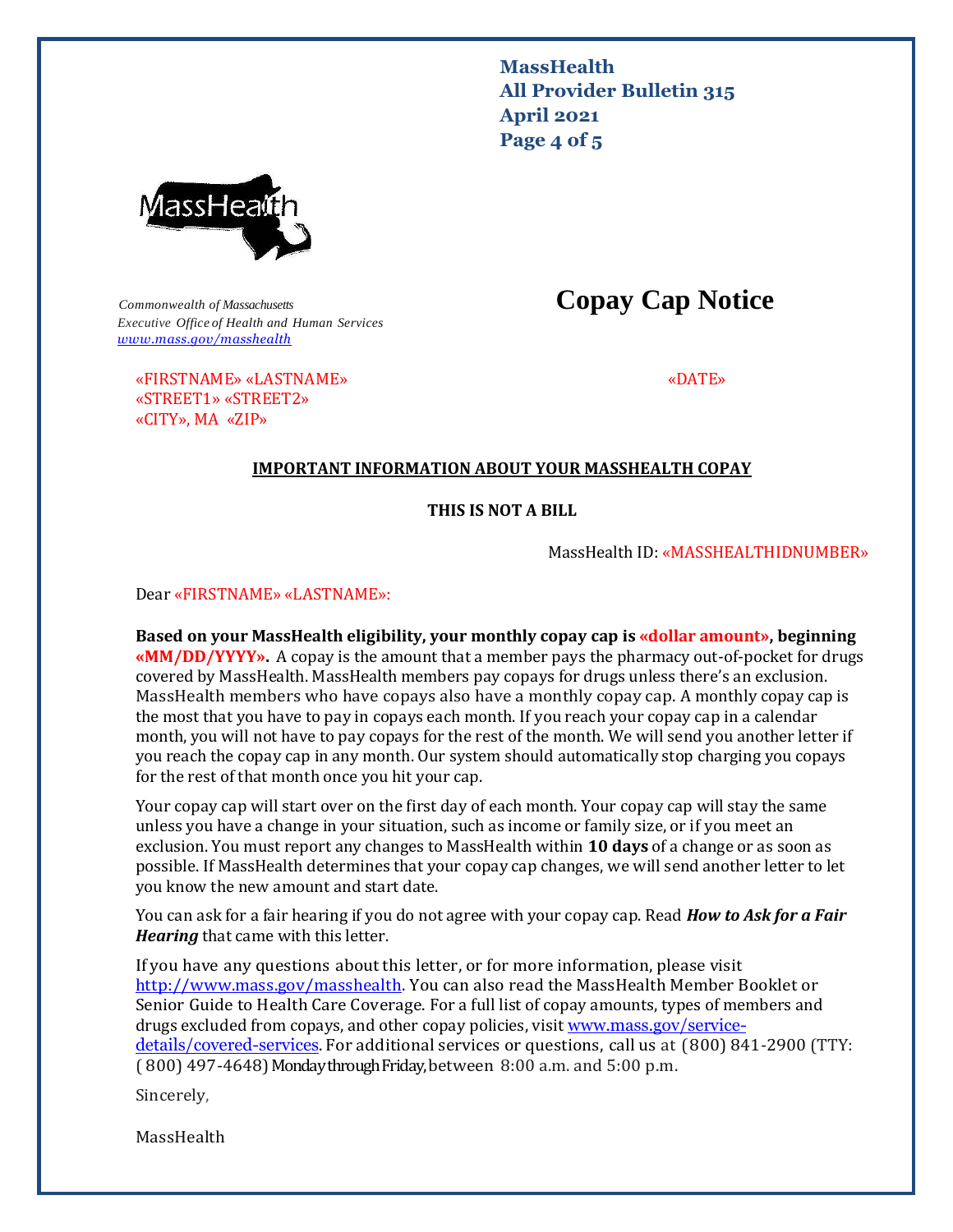Commonwealth of Massachusetts
Executive Office of Health and Human Services
www.mass.gov/masshealth

# Copay Cap Notice

«FIRSTNAME» «LASTNAME»
«STREET1» «STREET2»
«CITY», MA «ZIP»

«DATE»

**IMPORTANT INFORMATION ABOUT YOUR MASSHEALTH COPAY**

**THIS IS NOT A BILL**

MassHealth ID: «MASSHEALTHIDNUMBER»

Dear «FIRSTNAME» «LASTNAME»:

**Based on your MassHealth eligibility, your monthly copay cap is «dollar amount», beginning «MM/DD/YYYY».** A copay is the amount that a member pays the pharmacy out-of-pocket for drugs covered by MassHealth. MassHealth members pay copays for drugs unless there's an exclusion. MassHealth members who have copays also have a monthly copay cap. A monthly copay cap is the most that you have to pay in copays each month. If you reach your copay cap in a calendar month, you will not have to pay copays for the rest of the month. We will send you another letter if you reach the copay cap in any month. Our system should automatically stop charging you copays for the rest of that month once you hit your cap.

Your copay cap will start over on the first day of each month. Your copay cap will stay the same unless you have a change in your situation, such as income or family size, or if you meet an exclusion. You must report any changes to MassHealth within **10 days** of a change or as soon as possible. If MassHealth determines that your copay cap changes, we will send another letter to let you know the new amount and start date.

You can ask for a fair hearing if you do not agree with your copay cap. Read ***How to Ask for a Fair Hearing*** that came with this letter.

If you have any questions about this letter, or for more information, please visit http://www.mass.gov/masshealth. You can also read the MassHealth Member Booklet or Senior Guide to Health Care Coverage. For a full list of copay amounts, types of members and drugs excluded from copays, and other copay policies, visit www.mass.gov/service-details/covered-services. For additional services or questions, call us at (800) 841-2900 (TTY: (800) 497-4648) Monday through Friday, between 8:00 a.m. and 5:00 p.m.

Sincerely,

MassHealth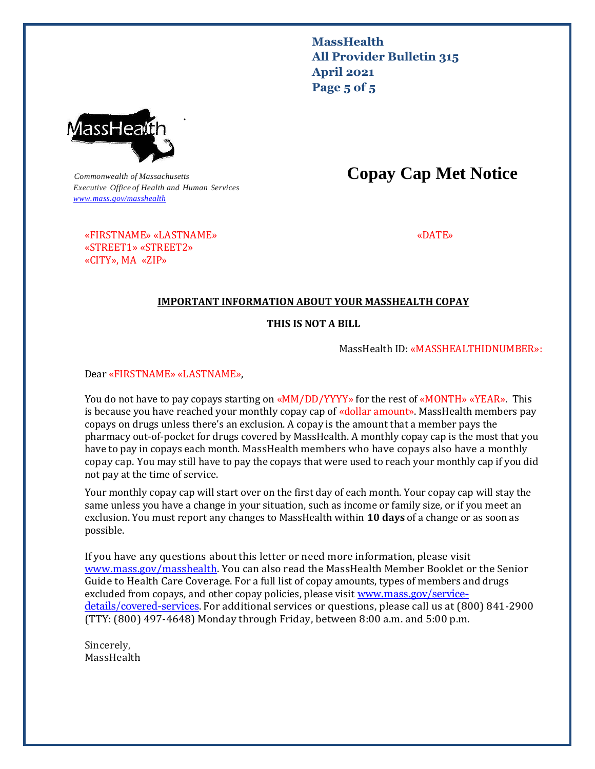Commonwealth of Massachusetts
Executive Office of Health and Human Services
www.mass.gov/masshealth

# Copay Cap Met Notice

«FIRSTNAME» «LASTNAME»
«STREET1» «STREET2»
«CITY», MA «ZIP»

«DATE»

**IMPORTANT INFORMATION ABOUT YOUR MASSHEALTH COPAY**

**THIS IS NOT A BILL**

MassHealth ID: «MASSHEALTHIDNUMBER»:

Dear «FIRSTNAME» «LASTNAME»,

You do not have to pay copays starting on «MM/DD/YYYY» for the rest of «MONTH» «YEAR». This is because you have reached your monthly copay cap of «dollar amount». MassHealth members pay copays on drugs unless there's an exclusion. A copay is the amount that a member pays the pharmacy out-of-pocket for drugs covered by MassHealth. A monthly copay cap is the most that you have to pay in copays each month. MassHealth members who have copays also have a monthly copay cap. You may still have to pay the copays that were used to reach your monthly cap if you did not pay at the time of service.

Your monthly copay cap will start over on the first day of each month. Your copay cap will stay the same unless you have a change in your situation, such as income or family size, or if you meet an exclusion. You must report any changes to MassHealth within **10 days** of a change or as soon as possible.

If you have any questions about this letter or need more information, please visit www.mass.gov/masshealth. You can also read the MassHealth Member Booklet or the Senior Guide to Health Care Coverage. For a full list of copay amounts, types of members and drugs excluded from copays, and other copay policies, please visit www.mass.gov/service-details/covered-services. For additional services or questions, please call us at (800) 841-2900 (TTY: (800) 497-4648) Monday through Friday, between 8:00 a.m. and 5:00 p.m.

Sincerely,
MassHealth